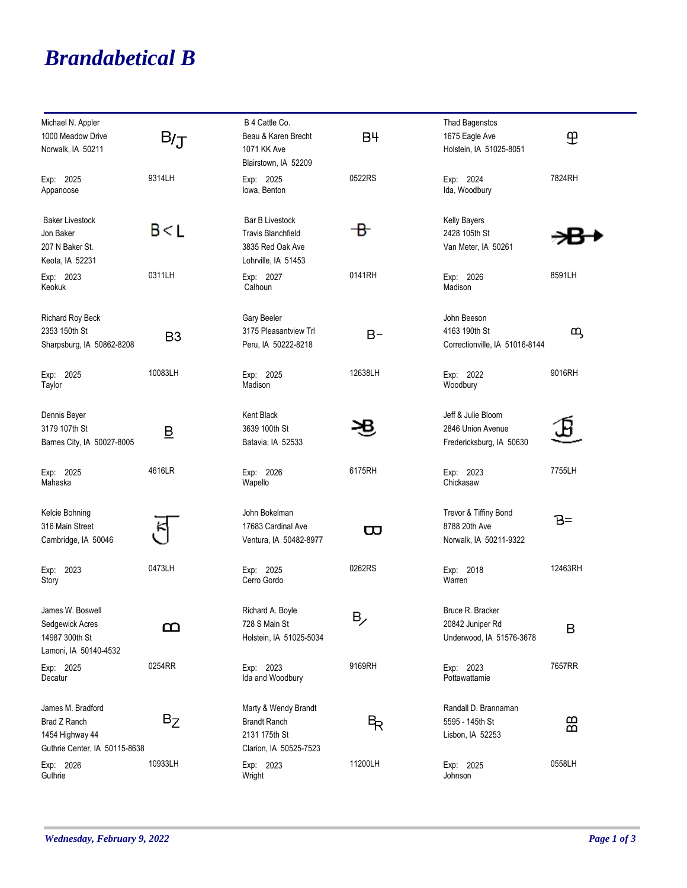# Brandabetical B

| Owner | Brand | Code | Exp | County |
|---|---|---|---|---|
| Michael N. Appler, 1000 Meadow Drive, Norwalk, IA 50211 | B/T | 9314LH | 2025 | Appanoose |
| B 4 Cattle Co., Beau & Karen Brecht, 1071 KK Ave, Blairstown, IA 52209 | B4 | 0522RS | 2025 | Iowa, Benton |
| Thad Bagenstos, 1675 Eagle Ave, Holstein, IA 51025-8051 | | 7824RH | 2024 | Ida, Woodbury |
| Baker Livestock, Jon Baker, 207 N Baker St., Keota, IA 52231 | B<L | 0311LH | 2023 | Keokuk |
| Bar B Livestock, Travis Blanchfield, 3835 Red Oak Ave, Lohrville, IA 51453 | | 0141RH | 2027 | Calhoun |
| Kelly Bayers, 2428 105th St, Van Meter, IA 50261 | | 8591LH | 2026 | Madison |
| Richard Roy Beck, 2353 150th St, Sharpsburg, IA 50862-8208 | B3 | 10083LH | 2025 | Taylor |
| Gary Beeler, 3175 Pleasantview Trl, Peru, IA 50222-8218 | B- | 12638LH | 2025 | Madison |
| John Beeson, 4163 190th St, Correctionville, IA 51016-8144 | | 9016RH | 2022 | Woodbury |
| Dennis Beyer, 3179 107th St, Barnes City, IA 50027-8005 | B | 4616LR | 2025 | Mahaska |
| Kent Black, 3639 100th St, Batavia, IA 52533 | | 6175RH | 2026 | Wapello |
| Jeff & Julie Bloom, 2846 Union Avenue, Fredericksburg, IA 50630 | | 7755LH | 2023 | Chickasaw |
| Kelcie Bohning, 316 Main Street, Cambridge, IA 50046 | | 0473LH | 2023 | Story |
| John Bokelman, 17683 Cardinal Ave, Ventura, IA 50482-8977 | | 0262RS | 2025 | Cerro Gordo |
| Trevor & Tiffiny Bond, 8788 20th Ave, Norwalk, IA 50211-9322 | B= | 12463RH | 2018 | Warren |
| James W. Boswell, Sedgewick Acres, 14987 300th St, Lamoni, IA 50140-4532 | | 0254RR | 2025 | Decatur |
| Richard A. Boyle, 728 S Main St, Holstein, IA 51025-5034 | B/ | 9169RH | 2023 | Ida and Woodbury |
| Bruce R. Bracker, 20842 Juniper Rd, Underwood, IA 51576-3678 | B | 7657RR | 2023 | Pottawattamie |
| James M. Bradford, Brad Z Ranch, 1454 Highway 44, Guthrie Center, IA 50115-8638 | BZ | 10933LH | 2026 | Guthrie |
| Marty & Wendy Brandt, Brandt Ranch, 2131 175th St, Clarion, IA 50525-7523 | BR | 11200LH | 2023 | Wright |
| Randall D. Brannaman, 5595 - 145th St, Lisbon, IA 52253 | | 0558LH | 2025 | Johnson |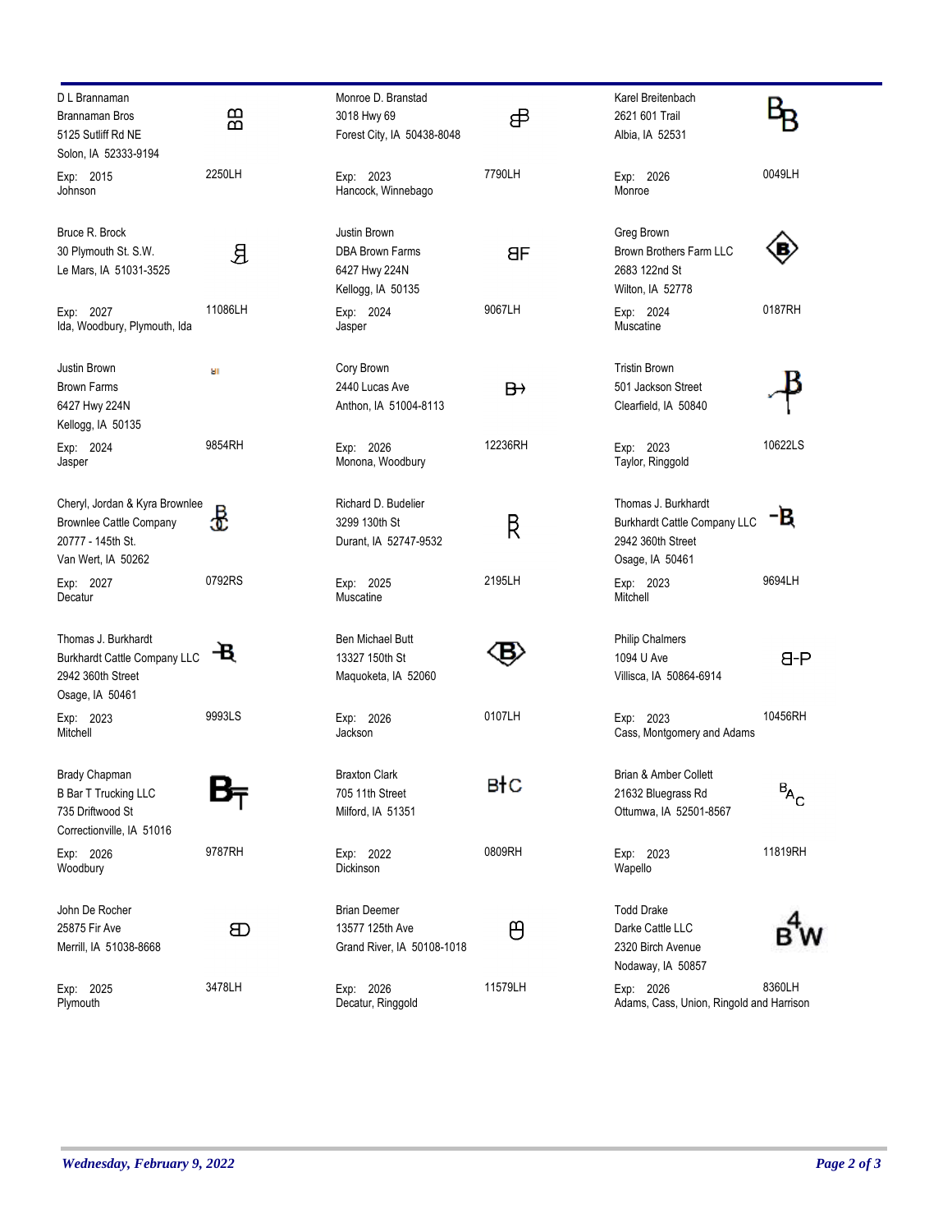D L Brannaman
Brannaman Bros
5125 Sutliff Rd NE
Solon, IA 52333-9194
Exp: 2015
Johnson
2250LH

Monroe D. Branstad
3018 Hwy 69
Forest City, IA 50438-8048
Exp: 2023
Hancock, Winnebago
7790LH

Karel Breitenbach
2621 601 Trail
Albia, IA 52531
Exp: 2026
Monroe
0049LH

Bruce R. Brock
30 Plymouth St. S.W.
Le Mars, IA 51031-3525
Exp: 2027
Ida, Woodbury, Plymouth, Ida
11086LH

Justin Brown
DBA Brown Farms
6427 Hwy 224N
Kellogg, IA 50135
Exp: 2024
Jasper
9067LH

Greg Brown
Brown Brothers Farm LLC
2683 122nd St
Wilton, IA 52778
Exp: 2024
Muscatine
0187RH

Justin Brown
Brown Farms
6427 Hwy 224N
Kellogg, IA 50135
Exp: 2024
Jasper
9854RH

Cory Brown
2440 Lucas Ave
Anthon, IA 51004-8113
Exp: 2026
Monona, Woodbury
12236RH

Tristin Brown
501 Jackson Street
Clearfield, IA 50840
Exp: 2023
Taylor, Ringgold
10622LS

Cheryl, Jordan & Kyra Brownlee
Brownlee Cattle Company
20777 - 145th St.
Van Wert, IA 50262
Exp: 2027
Decatur
0792RS

Richard D. Budelier
3299 130th St
Durant, IA 52747-9532
Exp: 2025
Muscatine
2195LH

Thomas J. Burkhardt
Burkhardt Cattle Company LLC
2942 360th Street
Osage, IA 50461
Exp: 2023
Mitchell
9694LH

Thomas J. Burkhardt
Burkhardt Cattle Company LLC
2942 360th Street
Osage, IA 50461
Exp: 2023
Mitchell
9993LS

Ben Michael Butt
13327 150th St
Maquoketa, IA 52060
Exp: 2026
Jackson
0107LH

Philip Chalmers
1094 U Ave
Villisca, IA 50864-6914
Exp: 2023
Cass, Montgomery and Adams
10456RH

Brady Chapman
B Bar T Trucking LLC
735 Driftwood St
Correctionville, IA 51016
Exp: 2026
Woodbury
9787RH

Braxton Clark
705 11th Street
Milford, IA 51351
Exp: 2022
Dickinson
0809RH

Brian & Amber Collett
21632 Bluegrass Rd
Ottumwa, IA 52501-8567
Exp: 2023
Wapello
11819RH

John De Rocher
25875 Fir Ave
Merrill, IA 51038-8668
Exp: 2025
Plymouth
3478LH

Brian Deemer
13577 125th Ave
Grand River, IA 50108-1018
Exp: 2026
Decatur, Ringgold
11579LH

Todd Drake
Darke Cattle LLC
2320 Birch Avenue
Nodaway, IA 50857
Exp: 2026
Adams, Cass, Union, Ringold and Harrison
8360LH

*Wednesday, February 9, 2022*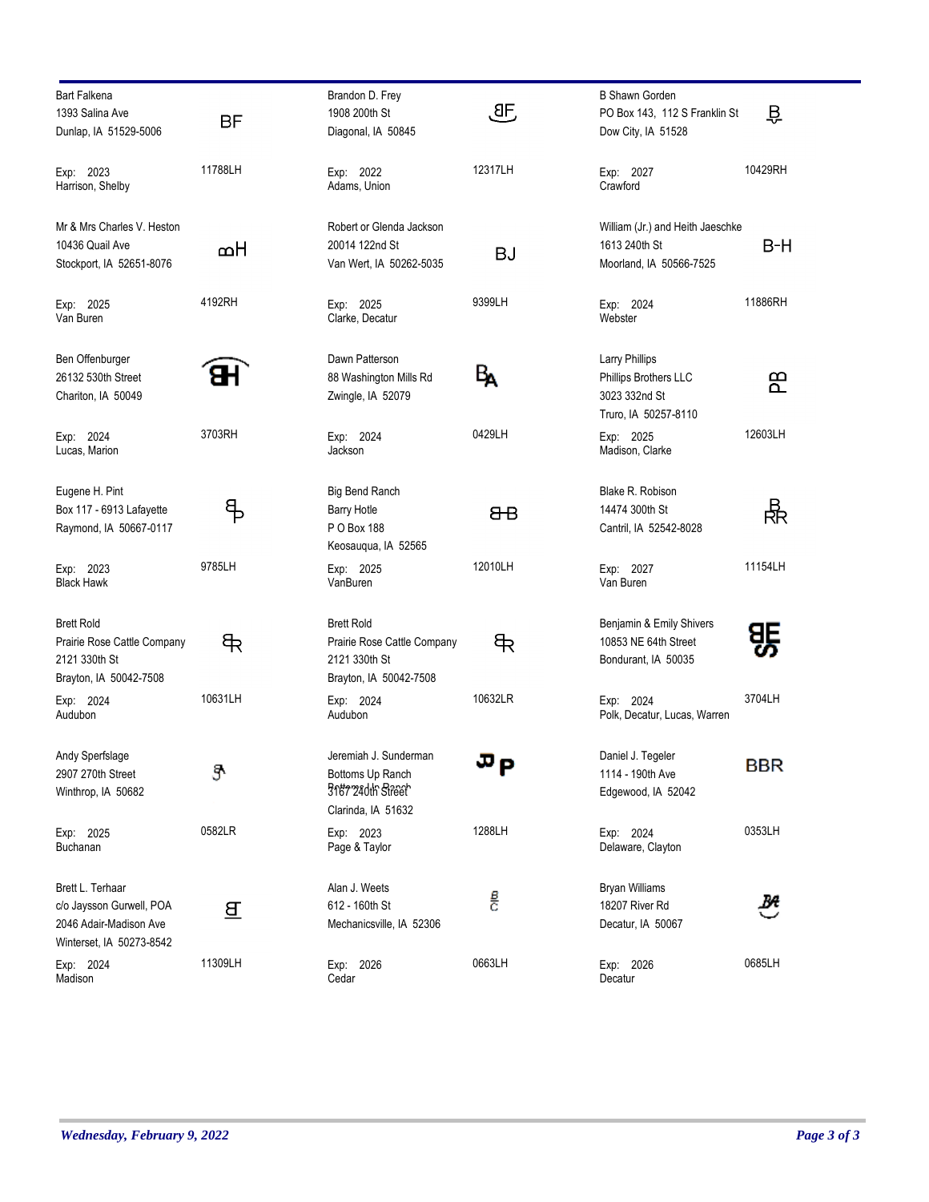Bart Falkena
1393 Salina Ave
Dunlap, IA 51529-5006
BF
11788LH
Exp: 2023
Harrison, Shelby

Brandon D. Frey
1908 200th St
Diagonal, IA 50845
12317LH
Exp: 2022
Adams, Union

B Shawn Gorden
PO Box 143, 112 S Franklin St
Dow City, IA 51528
10429RH
Exp: 2027
Crawford

Mr & Mrs Charles V. Heston
10436 Quail Ave
Stockport, IA 52651-8076
4192RH
Exp: 2025
Van Buren

Robert or Glenda Jackson
20014 122nd St
Van Wert, IA 50262-5035
BJ
9399LH
Exp: 2025
Clarke, Decatur

William (Jr.) and Heith Jaeschke
1613 240th St
Moorland, IA 50566-7525
B-H
11886RH
Exp: 2024
Webster

Ben Offenburger
26132 530th Street
Chariton, IA 50049
3703RH
Exp: 2024
Lucas, Marion

Dawn Patterson
88 Washington Mills Rd
Zwingle, IA 52079
0429LH
Exp: 2024
Jackson

Larry Phillips
Phillips Brothers LLC
3023 332nd St
Truro, IA 50257-8110
12603LH
Exp: 2025
Madison, Clarke

Eugene H. Pint
Box 117 - 6913 Lafayette
Raymond, IA 50667-0117
9785LH
Exp: 2023
Black Hawk

Big Bend Ranch
Barry Hotle
P O Box 188
Keosauqua, IA 52565
12010LH
Exp: 2025
VanBuren

Blake R. Robison
14474 300th St
Cantril, IA 52542-8028
11154LH
Exp: 2027
Van Buren

Brett Rold
Prairie Rose Cattle Company
2121 330th St
Brayton, IA 50042-7508
10631LH
Exp: 2024
Audubon

Brett Rold
Prairie Rose Cattle Company
2121 330th St
Brayton, IA 50042-7508
10632LR
Exp: 2024
Audubon

Benjamin & Emily Shivers
10853 NE 64th Street
Bondurant, IA 50035
3704LH
Exp: 2024
Polk, Decatur, Lucas, Warren

Andy Sperfslage
2907 270th Street
Winthrop, IA 50682
0582LR
Exp: 2025
Buchanan

Jeremiah J. Sunderman
Bottoms Up Ranch
3167 240th Street
Clarinda, IA 51632
1288LH
Exp: 2023
Page & Taylor

Daniel J. Tegeler
1114 - 190th Ave
Edgewood, IA 52042
BBR
0353LH
Exp: 2024
Delaware, Clayton

Brett L. Terhaar
c/o Jaysson Gurwell, POA
2046 Adair-Madison Ave
Winterset, IA 50273-8542
11309LH
Exp: 2024
Madison

Alan J. Weets
612 - 160th St
Mechanicsville, IA 52306
0663LH
Exp: 2026
Cedar

Bryan Williams
18207 River Rd
Decatur, IA 50067
0685LH
Exp: 2026
Decatur